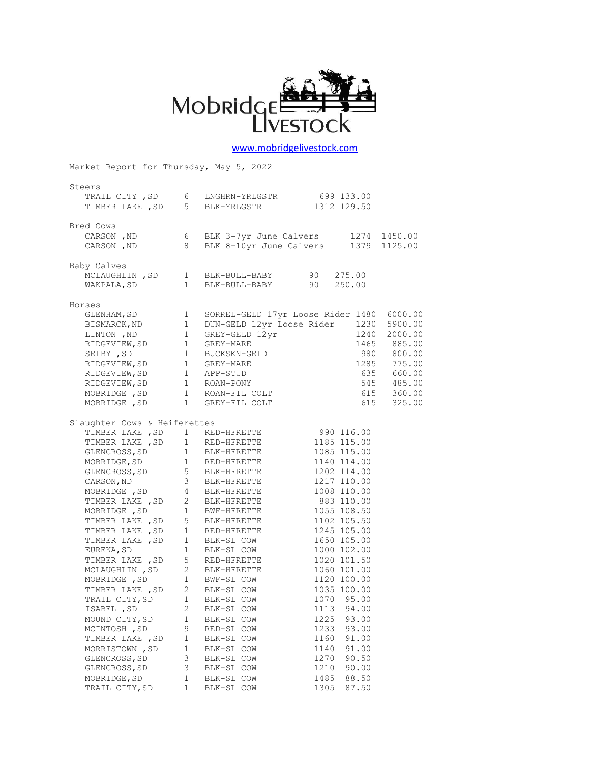# Mobridge Livestock

www.mobridgelivestock.com

Market Report for Thursday, May 5, 2022

## Steers

| Location | Head | Description | Weight | Price |
|---|---|---|---|---|
| TRAIL CITY ,SD | 6 | LNGHRN-YRLGSTR | 699 | 133.00 |
| TIMBER LAKE ,SD | 5 | BLK-YRLGSTR | 1312 | 129.50 |

## Bred Cows

| Location | Head | Description | Weight | Price |
|---|---|---|---|---|
| CARSON ,ND | 6 | BLK 3-7yr June Calvers | 1274 | 1450.00 |
| CARSON ,ND | 8 | BLK 8-10yr June Calvers | 1379 | 1125.00 |

## Baby Calves

| Location | Head | Description | Weight | Price |
|---|---|---|---|---|
| MCLAUGHLIN ,SD | 1 | BLK-BULL-BABY | 90 | 275.00 |
| WAKPALA,SD | 1 | BLK-BULL-BABY | 90 | 250.00 |

## Horses

| Location | Head | Description | Weight | Price |
|---|---|---|---|---|
| GLENHAM,SD | 1 | SORREL-GELD 17yr Loose Rider | 1480 | 6000.00 |
| BISMARCK,ND | 1 | DUN-GELD 12yr Loose Rider | 1230 | 5900.00 |
| LINTON ,ND | 1 | GREY-GELD 12yr | 1240 | 2000.00 |
| RIDGEVIEW,SD | 1 | GREY-MARE | 1465 | 885.00 |
| SELBY ,SD | 1 | BUCKSKN-GELD | 980 | 800.00 |
| RIDGEVIEW,SD | 1 | GREY-MARE | 1285 | 775.00 |
| RIDGEVIEW,SD | 1 | APP-STUD | 635 | 660.00 |
| RIDGEVIEW,SD | 1 | ROAN-PONY | 545 | 485.00 |
| MOBRIDGE ,SD | 1 | ROAN-FIL COLT | 615 | 360.00 |
| MOBRIDGE ,SD | 1 | GREY-FIL COLT | 615 | 325.00 |

## Slaughter Cows & Heiferettes

| Location | Head | Description | Weight | Price |
|---|---|---|---|---|
| TIMBER LAKE ,SD | 1 | RED-HFRETTE | 990 | 116.00 |
| TIMBER LAKE ,SD | 1 | RED-HFRETTE | 1185 | 115.00 |
| GLENCROSS,SD | 1 | BLK-HFRETTE | 1085 | 115.00 |
| MOBRIDGE,SD | 1 | RED-HFRETTE | 1140 | 114.00 |
| GLENCROSS,SD | 5 | BLK-HFRETTE | 1202 | 114.00 |
| CARSON,ND | 3 | BLK-HFRETTE | 1217 | 110.00 |
| MOBRIDGE ,SD | 4 | BLK-HFRETTE | 1008 | 110.00 |
| TIMBER LAKE ,SD | 2 | BLK-HFRETTE | 883 | 110.00 |
| MOBRIDGE ,SD | 1 | BWF-HFRETTE | 1055 | 108.50 |
| TIMBER LAKE ,SD | 5 | BLK-HFRETTE | 1102 | 105.50 |
| TIMBER LAKE ,SD | 1 | RED-HFRETTE | 1245 | 105.00 |
| TIMBER LAKE ,SD | 1 | BLK-SL COW | 1650 | 105.00 |
| EUREKA,SD | 1 | BLK-SL COW | 1000 | 102.00 |
| TIMBER LAKE ,SD | 5 | RED-HFRETTE | 1020 | 101.50 |
| MCLAUGHLIN ,SD | 2 | BLK-HFRETTE | 1060 | 101.00 |
| MOBRIDGE ,SD | 1 | BWF-SL COW | 1120 | 100.00 |
| TIMBER LAKE ,SD | 2 | BLK-SL COW | 1035 | 100.00 |
| TRAIL CITY,SD | 1 | BLK-SL COW | 1070 | 95.00 |
| ISABEL ,SD | 2 | BLK-SL COW | 1113 | 94.00 |
| MOUND CITY,SD | 1 | BLK-SL COW | 1225 | 93.00 |
| MCINTOSH ,SD | 9 | RED-SL COW | 1233 | 93.00 |
| TIMBER LAKE ,SD | 1 | BLK-SL COW | 1160 | 91.00 |
| MORRISTOWN ,SD | 1 | BLK-SL COW | 1140 | 91.00 |
| GLENCROSS,SD | 3 | BLK-SL COW | 1270 | 90.50 |
| GLENCROSS,SD | 3 | BLK-SL COW | 1210 | 90.00 |
| MOBRIDGE,SD | 1 | BLK-SL COW | 1485 | 88.50 |
| TRAIL CITY,SD | 1 | BLK-SL COW | 1305 | 87.50 |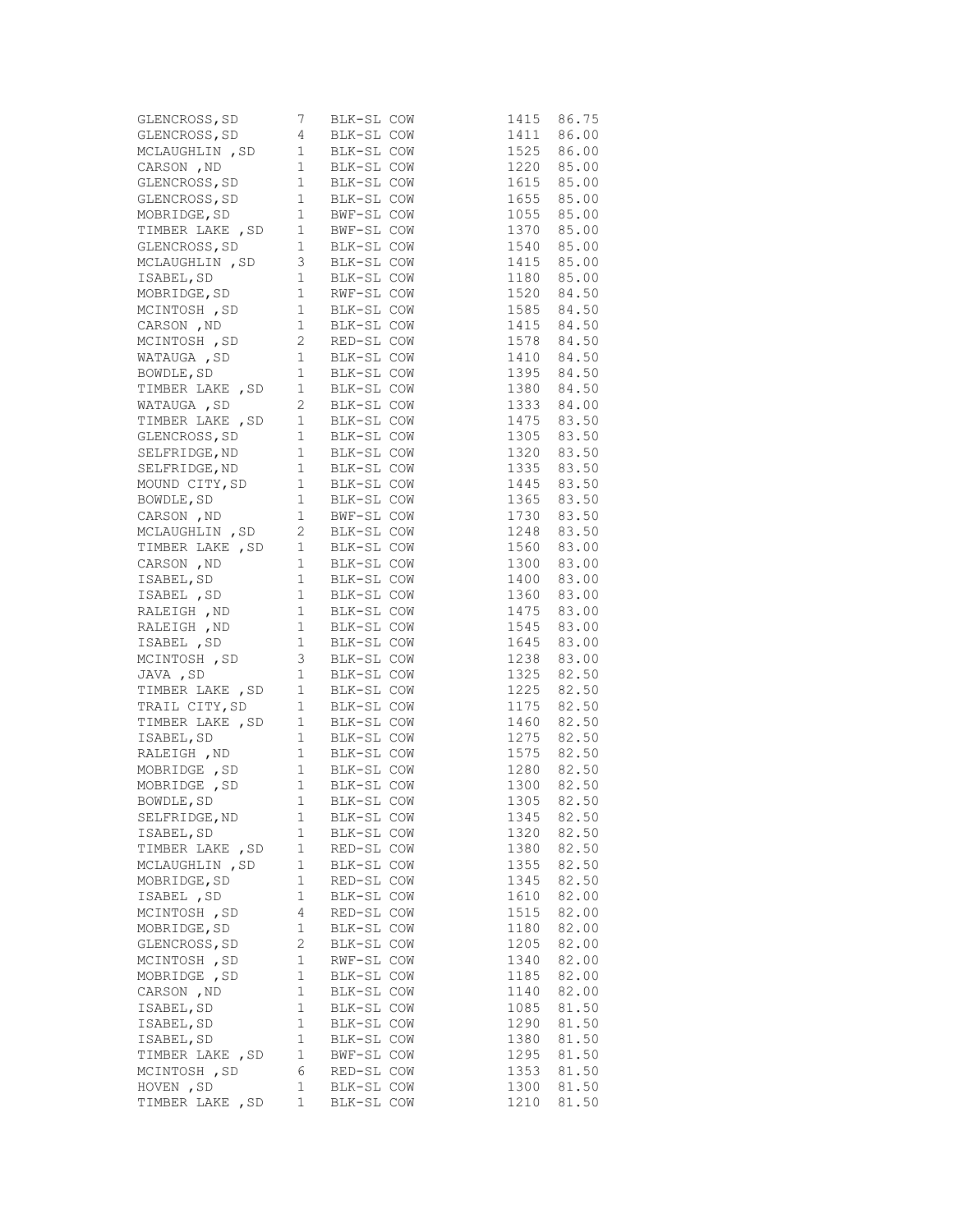| | | | | |
|---|---|---|---|---|
| GLENCROSS,SD | 7 | BLK-SL COW | 1415 | 86.75 |
| GLENCROSS,SD | 4 | BLK-SL COW | 1411 | 86.00 |
| MCLAUGHLIN ,SD | 1 | BLK-SL COW | 1525 | 86.00 |
| CARSON ,ND | 1 | BLK-SL COW | 1220 | 85.00 |
| GLENCROSS,SD | 1 | BLK-SL COW | 1615 | 85.00 |
| GLENCROSS,SD | 1 | BLK-SL COW | 1655 | 85.00 |
| MOBRIDGE,SD | 1 | BWF-SL COW | 1055 | 85.00 |
| TIMBER LAKE ,SD | 1 | BWF-SL COW | 1370 | 85.00 |
| GLENCROSS,SD | 1 | BLK-SL COW | 1540 | 85.00 |
| MCLAUGHLIN ,SD | 3 | BLK-SL COW | 1415 | 85.00 |
| ISABEL,SD | 1 | BLK-SL COW | 1180 | 85.00 |
| MOBRIDGE,SD | 1 | RWF-SL COW | 1520 | 84.50 |
| MCINTOSH ,SD | 1 | BLK-SL COW | 1585 | 84.50 |
| CARSON ,ND | 1 | BLK-SL COW | 1415 | 84.50 |
| MCINTOSH ,SD | 2 | RED-SL COW | 1578 | 84.50 |
| WATAUGA ,SD | 1 | BLK-SL COW | 1410 | 84.50 |
| BOWDLE,SD | 1 | BLK-SL COW | 1395 | 84.50 |
| TIMBER LAKE ,SD | 1 | BLK-SL COW | 1380 | 84.50 |
| WATAUGA ,SD | 2 | BLK-SL COW | 1333 | 84.00 |
| TIMBER LAKE ,SD | 1 | BLK-SL COW | 1475 | 83.50 |
| GLENCROSS,SD | 1 | BLK-SL COW | 1305 | 83.50 |
| SELFRIDGE,ND | 1 | BLK-SL COW | 1320 | 83.50 |
| SELFRIDGE,ND | 1 | BLK-SL COW | 1335 | 83.50 |
| MOUND CITY,SD | 1 | BLK-SL COW | 1445 | 83.50 |
| BOWDLE,SD | 1 | BLK-SL COW | 1365 | 83.50 |
| CARSON ,ND | 1 | BWF-SL COW | 1730 | 83.50 |
| MCLAUGHLIN ,SD | 2 | BLK-SL COW | 1248 | 83.50 |
| TIMBER LAKE ,SD | 1 | BLK-SL COW | 1560 | 83.00 |
| CARSON ,ND | 1 | BLK-SL COW | 1300 | 83.00 |
| ISABEL,SD | 1 | BLK-SL COW | 1400 | 83.00 |
| ISABEL ,SD | 1 | BLK-SL COW | 1360 | 83.00 |
| RALEIGH ,ND | 1 | BLK-SL COW | 1475 | 83.00 |
| RALEIGH ,ND | 1 | BLK-SL COW | 1545 | 83.00 |
| ISABEL ,SD | 1 | BLK-SL COW | 1645 | 83.00 |
| MCINTOSH ,SD | 3 | BLK-SL COW | 1238 | 83.00 |
| JAVA ,SD | 1 | BLK-SL COW | 1325 | 82.50 |
| TIMBER LAKE ,SD | 1 | BLK-SL COW | 1225 | 82.50 |
| TRAIL CITY,SD | 1 | BLK-SL COW | 1175 | 82.50 |
| TIMBER LAKE ,SD | 1 | BLK-SL COW | 1460 | 82.50 |
| ISABEL,SD | 1 | BLK-SL COW | 1275 | 82.50 |
| RALEIGH ,ND | 1 | BLK-SL COW | 1575 | 82.50 |
| MOBRIDGE ,SD | 1 | BLK-SL COW | 1280 | 82.50 |
| MOBRIDGE ,SD | 1 | BLK-SL COW | 1300 | 82.50 |
| BOWDLE,SD | 1 | BLK-SL COW | 1305 | 82.50 |
| SELFRIDGE,ND | 1 | BLK-SL COW | 1345 | 82.50 |
| ISABEL,SD | 1 | BLK-SL COW | 1320 | 82.50 |
| TIMBER LAKE ,SD | 1 | RED-SL COW | 1380 | 82.50 |
| MCLAUGHLIN ,SD | 1 | BLK-SL COW | 1355 | 82.50 |
| MOBRIDGE,SD | 1 | RED-SL COW | 1345 | 82.50 |
| ISABEL ,SD | 1 | BLK-SL COW | 1610 | 82.00 |
| MCINTOSH ,SD | 4 | RED-SL COW | 1515 | 82.00 |
| MOBRIDGE,SD | 1 | BLK-SL COW | 1180 | 82.00 |
| GLENCROSS,SD | 2 | BLK-SL COW | 1205 | 82.00 |
| MCINTOSH ,SD | 1 | RWF-SL COW | 1340 | 82.00 |
| MOBRIDGE ,SD | 1 | BLK-SL COW | 1185 | 82.00 |
| CARSON ,ND | 1 | BLK-SL COW | 1140 | 82.00 |
| ISABEL,SD | 1 | BLK-SL COW | 1085 | 81.50 |
| ISABEL,SD | 1 | BLK-SL COW | 1290 | 81.50 |
| ISABEL,SD | 1 | BLK-SL COW | 1380 | 81.50 |
| TIMBER LAKE ,SD | 1 | BWF-SL COW | 1295 | 81.50 |
| MCINTOSH ,SD | 6 | RED-SL COW | 1353 | 81.50 |
| HOVEN ,SD | 1 | BLK-SL COW | 1300 | 81.50 |
| TIMBER LAKE ,SD | 1 | BLK-SL COW | 1210 | 81.50 |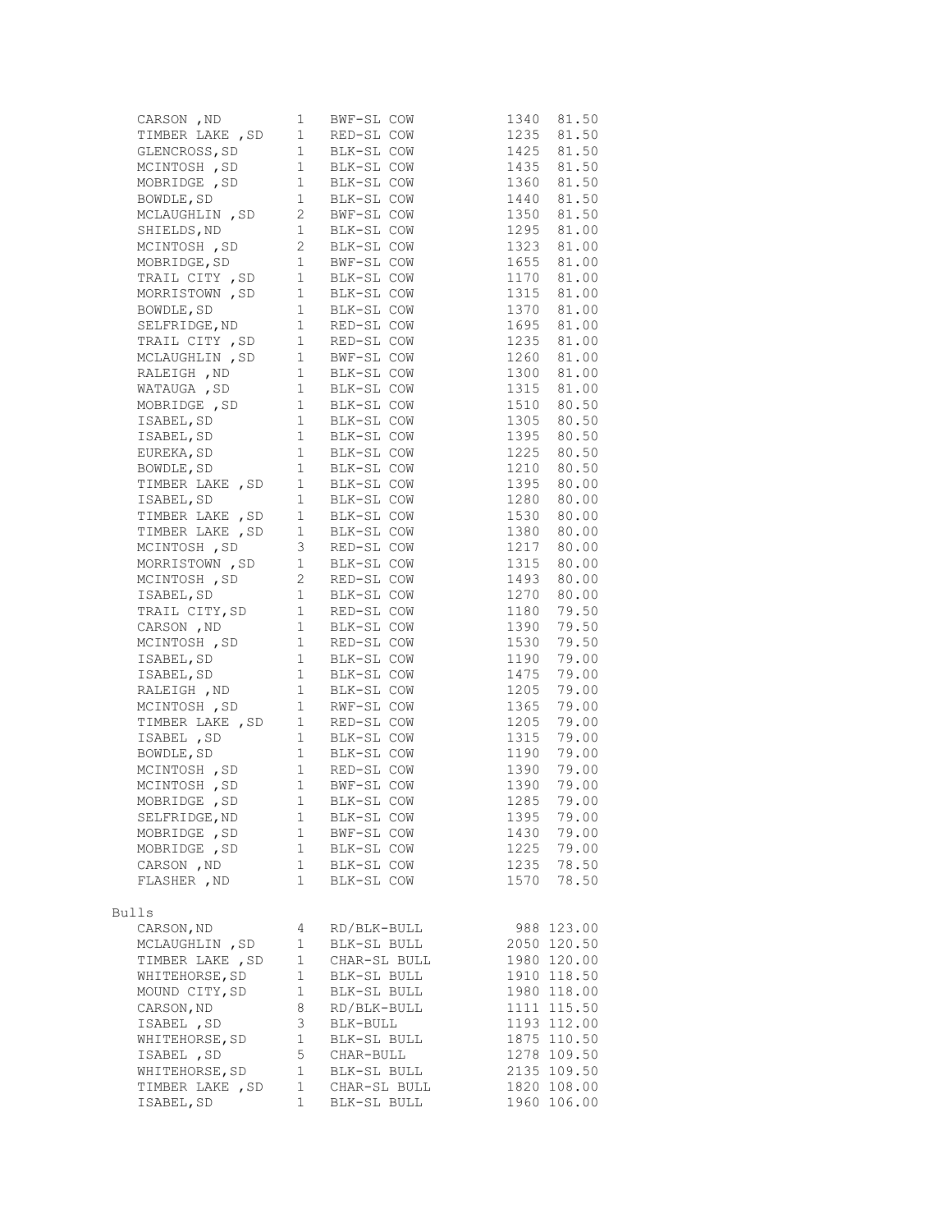| Location | Head | Description | Weight | Price |
|---|---|---|---|---|
| CARSON ,ND | 1 | BWF-SL COW | 1340 | 81.50 |
| TIMBER LAKE ,SD | 1 | RED-SL COW | 1235 | 81.50 |
| GLENCROSS,SD | 1 | BLK-SL COW | 1425 | 81.50 |
| MCINTOSH ,SD | 1 | BLK-SL COW | 1435 | 81.50 |
| MOBRIDGE ,SD | 1 | BLK-SL COW | 1360 | 81.50 |
| BOWDLE,SD | 1 | BLK-SL COW | 1440 | 81.50 |
| MCLAUGHLIN ,SD | 2 | BWF-SL COW | 1350 | 81.50 |
| SHIELDS,ND | 1 | BLK-SL COW | 1295 | 81.00 |
| MCINTOSH ,SD | 2 | BLK-SL COW | 1323 | 81.00 |
| MOBRIDGE,SD | 1 | BWF-SL COW | 1655 | 81.00 |
| TRAIL CITY ,SD | 1 | BLK-SL COW | 1170 | 81.00 |
| MORRISTOWN ,SD | 1 | BLK-SL COW | 1315 | 81.00 |
| BOWDLE,SD | 1 | BLK-SL COW | 1370 | 81.00 |
| SELFRIDGE,ND | 1 | RED-SL COW | 1695 | 81.00 |
| TRAIL CITY ,SD | 1 | RED-SL COW | 1235 | 81.00 |
| MCLAUGHLIN ,SD | 1 | BWF-SL COW | 1260 | 81.00 |
| RALEIGH ,ND | 1 | BLK-SL COW | 1300 | 81.00 |
| WATAUGA ,SD | 1 | BLK-SL COW | 1315 | 81.00 |
| MOBRIDGE ,SD | 1 | BLK-SL COW | 1510 | 80.50 |
| ISABEL,SD | 1 | BLK-SL COW | 1305 | 80.50 |
| ISABEL,SD | 1 | BLK-SL COW | 1395 | 80.50 |
| EUREKA,SD | 1 | BLK-SL COW | 1225 | 80.50 |
| BOWDLE,SD | 1 | BLK-SL COW | 1210 | 80.50 |
| TIMBER LAKE ,SD | 1 | BLK-SL COW | 1395 | 80.00 |
| ISABEL,SD | 1 | BLK-SL COW | 1280 | 80.00 |
| TIMBER LAKE ,SD | 1 | BLK-SL COW | 1530 | 80.00 |
| TIMBER LAKE ,SD | 1 | BLK-SL COW | 1380 | 80.00 |
| MCINTOSH ,SD | 3 | RED-SL COW | 1217 | 80.00 |
| MORRISTOWN ,SD | 1 | BLK-SL COW | 1315 | 80.00 |
| MCINTOSH ,SD | 2 | RED-SL COW | 1493 | 80.00 |
| ISABEL,SD | 1 | BLK-SL COW | 1270 | 80.00 |
| TRAIL CITY,SD | 1 | RED-SL COW | 1180 | 79.50 |
| CARSON ,ND | 1 | BLK-SL COW | 1390 | 79.50 |
| MCINTOSH ,SD | 1 | RED-SL COW | 1530 | 79.50 |
| ISABEL,SD | 1 | BLK-SL COW | 1190 | 79.00 |
| ISABEL,SD | 1 | BLK-SL COW | 1475 | 79.00 |
| RALEIGH ,ND | 1 | BLK-SL COW | 1205 | 79.00 |
| MCINTOSH ,SD | 1 | RWF-SL COW | 1365 | 79.00 |
| TIMBER LAKE ,SD | 1 | RED-SL COW | 1205 | 79.00 |
| ISABEL ,SD | 1 | BLK-SL COW | 1315 | 79.00 |
| BOWDLE,SD | 1 | BLK-SL COW | 1190 | 79.00 |
| MCINTOSH ,SD | 1 | RED-SL COW | 1390 | 79.00 |
| MCINTOSH ,SD | 1 | BWF-SL COW | 1390 | 79.00 |
| MOBRIDGE ,SD | 1 | BLK-SL COW | 1285 | 79.00 |
| SELFRIDGE,ND | 1 | BLK-SL COW | 1395 | 79.00 |
| MOBRIDGE ,SD | 1 | BWF-SL COW | 1430 | 79.00 |
| MOBRIDGE ,SD | 1 | BLK-SL COW | 1225 | 79.00 |
| CARSON ,ND | 1 | BLK-SL COW | 1235 | 78.50 |
| FLASHER ,ND | 1 | BLK-SL COW | 1570 | 78.50 |

Bulls

| Location | Head | Description | Weight | Price |
|---|---|---|---|---|
| CARSON,ND | 4 | RD/BLK-BULL | 988 | 123.00 |
| MCLAUGHLIN ,SD | 1 | BLK-SL BULL | 2050 | 120.50 |
| TIMBER LAKE ,SD | 1 | CHAR-SL BULL | 1980 | 120.00 |
| WHITEHORSE,SD | 1 | BLK-SL BULL | 1910 | 118.50 |
| MOUND CITY,SD | 1 | BLK-SL BULL | 1980 | 118.00 |
| CARSON,ND | 8 | RD/BLK-BULL | 1111 | 115.50 |
| ISABEL ,SD | 3 | BLK-BULL | 1193 | 112.00 |
| WHITEHORSE,SD | 1 | BLK-SL BULL | 1875 | 110.50 |
| ISABEL ,SD | 5 | CHAR-BULL | 1278 | 109.50 |
| WHITEHORSE,SD | 1 | BLK-SL BULL | 2135 | 109.50 |
| TIMBER LAKE ,SD | 1 | CHAR-SL BULL | 1820 | 108.00 |
| ISABEL,SD | 1 | BLK-SL BULL | 1960 | 106.00 |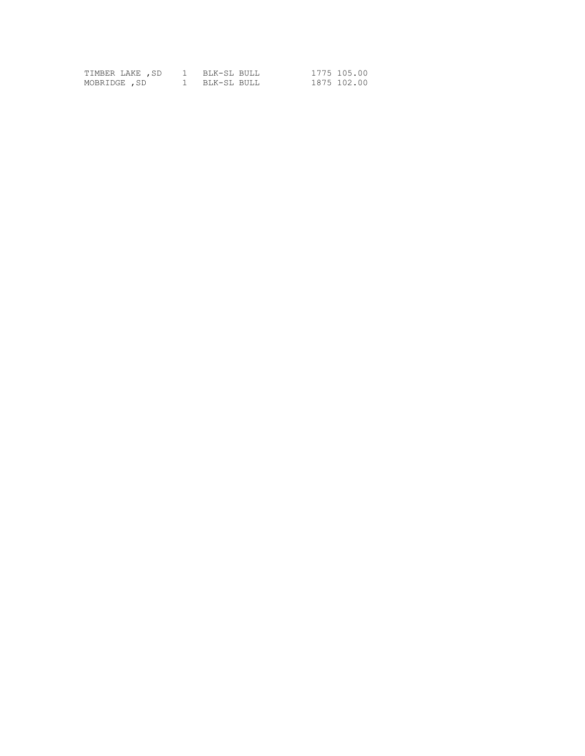| | | | | |
|---|---|---|---|---|
| TIMBER LAKE ,SD | 1 | BLK-SL BULL | 1775 | 105.00 |
| MOBRIDGE ,SD | 1 | BLK-SL BULL | 1875 | 102.00 |